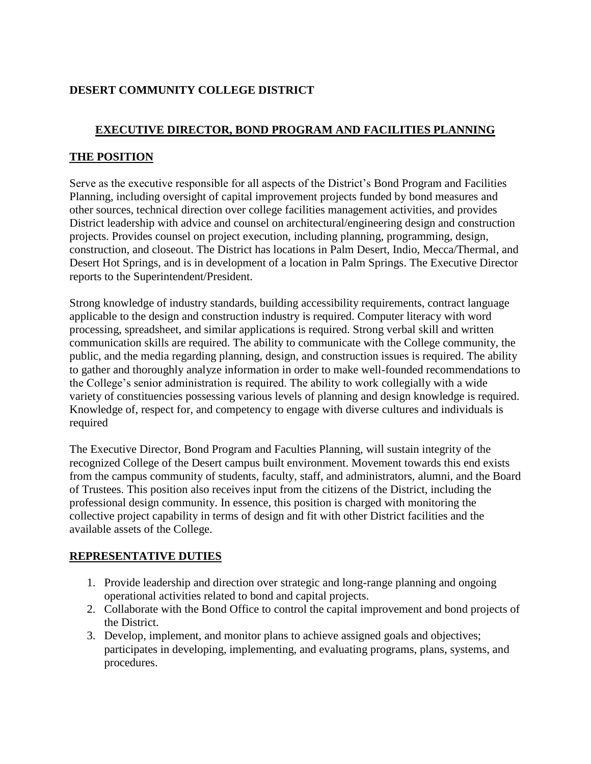# DESERT COMMUNITY COLLEGE DISTRICT

## EXECUTIVE DIRECTOR, BOND PROGRAM AND FACILITIES PLANNING

### THE POSITION

Serve as the executive responsible for all aspects of the District's Bond Program and Facilities Planning, including oversight of capital improvement projects funded by bond measures and other sources, technical direction over college facilities management activities, and provides District leadership with advice and counsel on architectural/engineering design and construction projects. Provides counsel on project execution, including planning, programming, design, construction, and closeout. The District has locations in Palm Desert, Indio, Mecca/Thermal, and Desert Hot Springs, and is in development of a location in Palm Springs. The Executive Director reports to the Superintendent/President.

Strong knowledge of industry standards, building accessibility requirements, contract language applicable to the design and construction industry is required. Computer literacy with word processing, spreadsheet, and similar applications is required. Strong verbal skill and written communication skills are required. The ability to communicate with the College community, the public, and the media regarding planning, design, and construction issues is required. The ability to gather and thoroughly analyze information in order to make well-founded recommendations to the College's senior administration is required. The ability to work collegially with a wide variety of constituencies possessing various levels of planning and design knowledge is required. Knowledge of, respect for, and competency to engage with diverse cultures and individuals is required

The Executive Director, Bond Program and Faculties Planning, will sustain integrity of the recognized College of the Desert campus built environment. Movement towards this end exists from the campus community of students, faculty, staff, and administrators, alumni, and the Board of Trustees. This position also receives input from the citizens of the District, including the professional design community. In essence, this position is charged with monitoring the collective project capability in terms of design and fit with other District facilities and the available assets of the College.

### REPRESENTATIVE DUTIES

1. Provide leadership and direction over strategic and long-range planning and ongoing operational activities related to bond and capital projects.
2. Collaborate with the Bond Office to control the capital improvement and bond projects of the District.
3. Develop, implement, and monitor plans to achieve assigned goals and objectives; participates in developing, implementing, and evaluating programs, plans, systems, and procedures.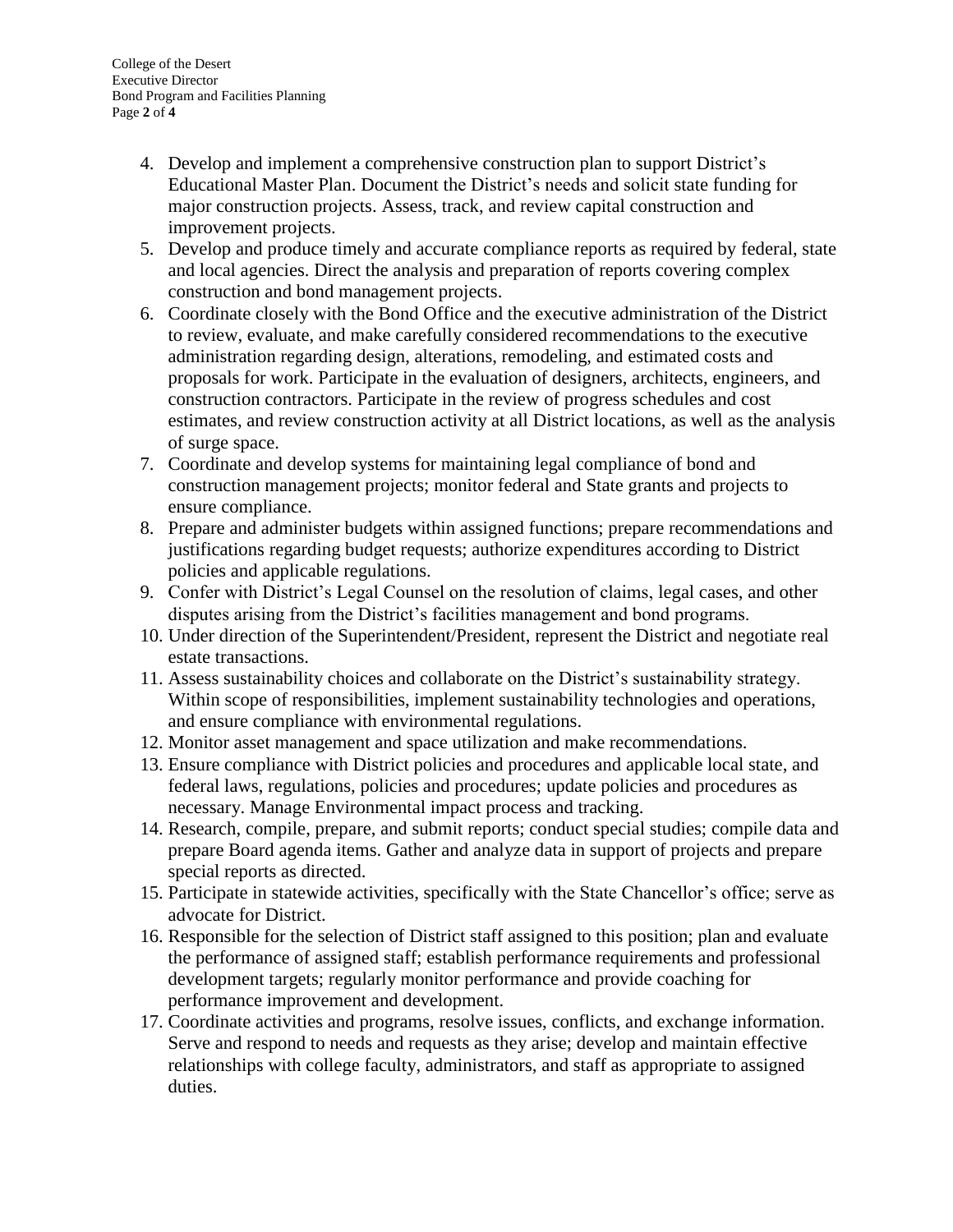4. Develop and implement a comprehensive construction plan to support District's Educational Master Plan. Document the District's needs and solicit state funding for major construction projects. Assess, track, and review capital construction and improvement projects.
5. Develop and produce timely and accurate compliance reports as required by federal, state and local agencies. Direct the analysis and preparation of reports covering complex construction and bond management projects.
6. Coordinate closely with the Bond Office and the executive administration of the District to review, evaluate, and make carefully considered recommendations to the executive administration regarding design, alterations, remodeling, and estimated costs and proposals for work. Participate in the evaluation of designers, architects, engineers, and construction contractors. Participate in the review of progress schedules and cost estimates, and review construction activity at all District locations, as well as the analysis of surge space.
7. Coordinate and develop systems for maintaining legal compliance of bond and construction management projects; monitor federal and State grants and projects to ensure compliance.
8. Prepare and administer budgets within assigned functions; prepare recommendations and justifications regarding budget requests; authorize expenditures according to District policies and applicable regulations.
9. Confer with District's Legal Counsel on the resolution of claims, legal cases, and other disputes arising from the District's facilities management and bond programs.
10. Under direction of the Superintendent/President, represent the District and negotiate real estate transactions.
11. Assess sustainability choices and collaborate on the District's sustainability strategy. Within scope of responsibilities, implement sustainability technologies and operations, and ensure compliance with environmental regulations.
12. Monitor asset management and space utilization and make recommendations.
13. Ensure compliance with District policies and procedures and applicable local state, and federal laws, regulations, policies and procedures; update policies and procedures as necessary. Manage Environmental impact process and tracking.
14. Research, compile, prepare, and submit reports; conduct special studies; compile data and prepare Board agenda items. Gather and analyze data in support of projects and prepare special reports as directed.
15. Participate in statewide activities, specifically with the State Chancellor's office; serve as advocate for District.
16. Responsible for the selection of District staff assigned to this position; plan and evaluate the performance of assigned staff; establish performance requirements and professional development targets; regularly monitor performance and provide coaching for performance improvement and development.
17. Coordinate activities and programs, resolve issues, conflicts, and exchange information. Serve and respond to needs and requests as they arise; develop and maintain effective relationships with college faculty, administrators, and staff as appropriate to assigned duties.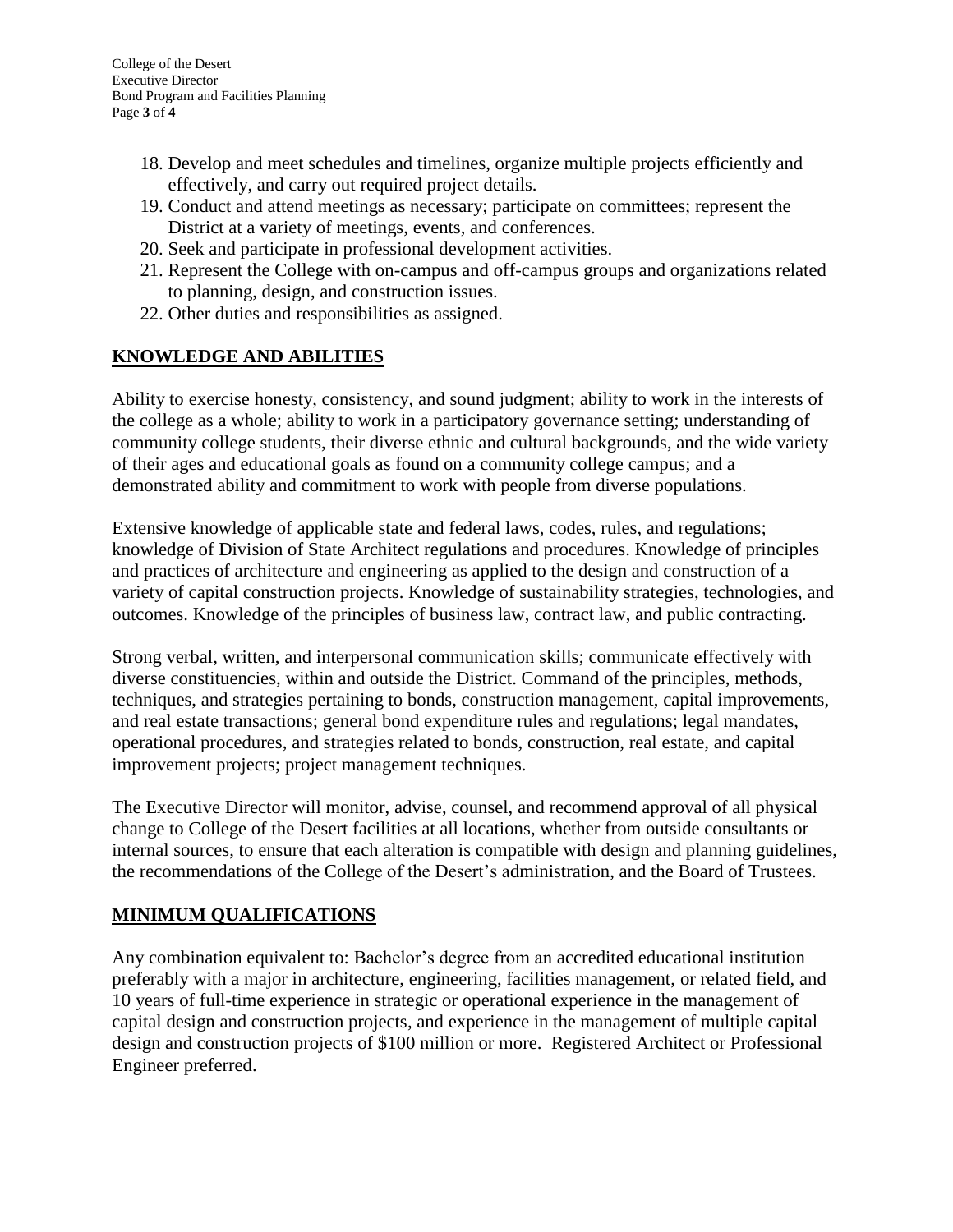18. Develop and meet schedules and timelines, organize multiple projects efficiently and effectively, and carry out required project details.
19. Conduct and attend meetings as necessary; participate on committees; represent the District at a variety of meetings, events, and conferences.
20. Seek and participate in professional development activities.
21. Represent the College with on-campus and off-campus groups and organizations related to planning, design, and construction issues.
22. Other duties and responsibilities as assigned.

## KNOWLEDGE AND ABILITIES

Ability to exercise honesty, consistency, and sound judgment; ability to work in the interests of the college as a whole; ability to work in a participatory governance setting; understanding of community college students, their diverse ethnic and cultural backgrounds, and the wide variety of their ages and educational goals as found on a community college campus; and a demonstrated ability and commitment to work with people from diverse populations.

Extensive knowledge of applicable state and federal laws, codes, rules, and regulations; knowledge of Division of State Architect regulations and procedures. Knowledge of principles and practices of architecture and engineering as applied to the design and construction of a variety of capital construction projects. Knowledge of sustainability strategies, technologies, and outcomes. Knowledge of the principles of business law, contract law, and public contracting.

Strong verbal, written, and interpersonal communication skills; communicate effectively with diverse constituencies, within and outside the District. Command of the principles, methods, techniques, and strategies pertaining to bonds, construction management, capital improvements, and real estate transactions; general bond expenditure rules and regulations; legal mandates, operational procedures, and strategies related to bonds, construction, real estate, and capital improvement projects; project management techniques.

The Executive Director will monitor, advise, counsel, and recommend approval of all physical change to College of the Desert facilities at all locations, whether from outside consultants or internal sources, to ensure that each alteration is compatible with design and planning guidelines, the recommendations of the College of the Desert's administration, and the Board of Trustees.

## MINIMUM QUALIFICATIONS

Any combination equivalent to: Bachelor's degree from an accredited educational institution preferably with a major in architecture, engineering, facilities management, or related field, and 10 years of full-time experience in strategic or operational experience in the management of capital design and construction projects, and experience in the management of multiple capital design and construction projects of $100 million or more. Registered Architect or Professional Engineer preferred.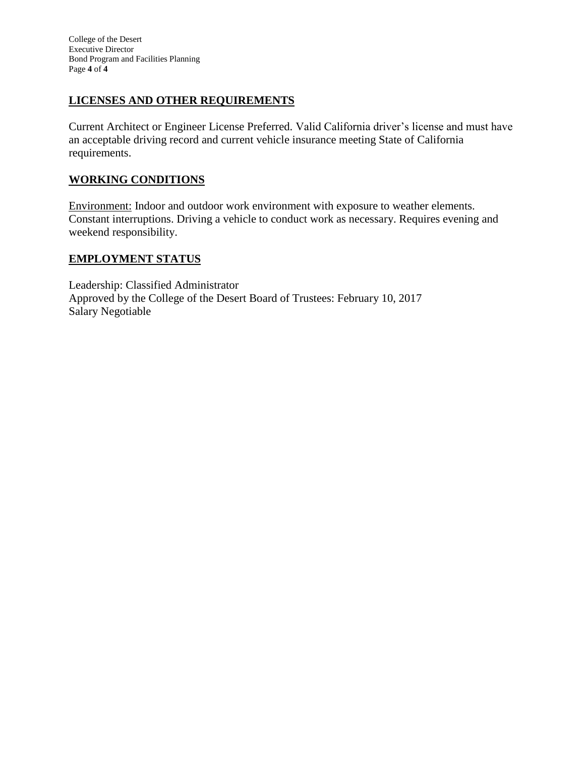## LICENSES AND OTHER REQUIREMENTS

Current Architect or Engineer License Preferred. Valid California driver's license and must have an acceptable driving record and current vehicle insurance meeting State of California requirements.

## WORKING CONDITIONS

Environment: Indoor and outdoor work environment with exposure to weather elements. Constant interruptions. Driving a vehicle to conduct work as necessary. Requires evening and weekend responsibility.

## EMPLOYMENT STATUS

Leadership: Classified Administrator
Approved by the College of the Desert Board of Trustees: February 10, 2017
Salary Negotiable